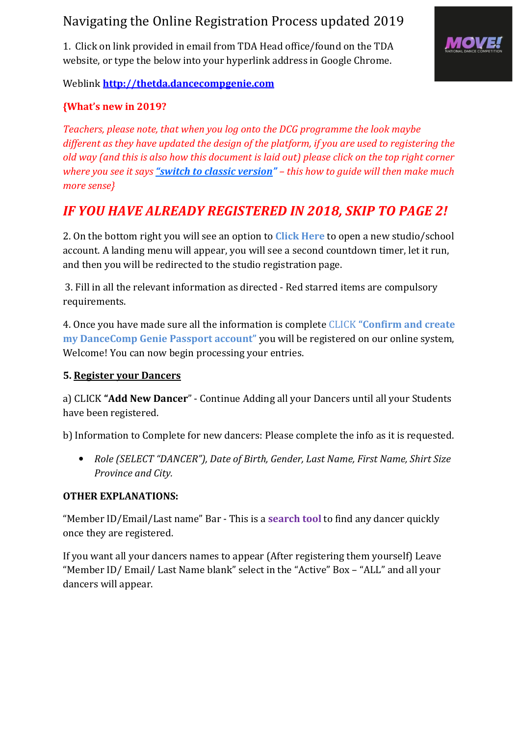# Navigating the Online Registration Process updated 2019

1. Click on link provided in email from TDA Head office/found on the TDA website, or type the below into your hyperlink address in Google Chrome.

Weblink **http://thetda.dancecompgenie.com**

**{What's new in 2019?**

*Teachers, please note, that when you log onto the DCG programme the look maybe different as they have updated the design of the platform, if you are used to registering the old way (and this is also how this document is laid out) please click on the top right corner where you see it says **"switch to classic version"** – this how to guide will then make much more sense}*

## *IF YOU HAVE ALREADY REGISTERED IN 2018, SKIP TO PAGE 2!*

2. On the bottom right you will see an option to **Click Here** to open a new studio/school account. A landing menu will appear, you will see a second countdown timer, let it run, and then you will be redirected to the studio registration page.

3. Fill in all the relevant information as directed - Red starred items are compulsory requirements.

4. Once you have made sure all the information is complete CLICK **"Confirm and create my DanceComp Genie Passport account"** you will be registered on our online system, Welcome! You can now begin processing your entries.

**5. Register your Dancers**

a) CLICK **"Add New Dancer**" - Continue Adding all your Dancers until all your Students have been registered.

b) Information to Complete for new dancers: Please complete the info as it is requested.

- *Role (SELECT "DANCER"), Date of Birth, Gender, Last Name, First Name, Shirt Size Province and City.*

**OTHER EXPLANATIONS:**

"Member ID/Email/Last name" Bar - This is a **search tool** to find any dancer quickly once they are registered.

If you want all your dancers names to appear (After registering them yourself) Leave "Member ID/ Email/ Last Name blank" select in the "Active" Box – "ALL" and all your dancers will appear.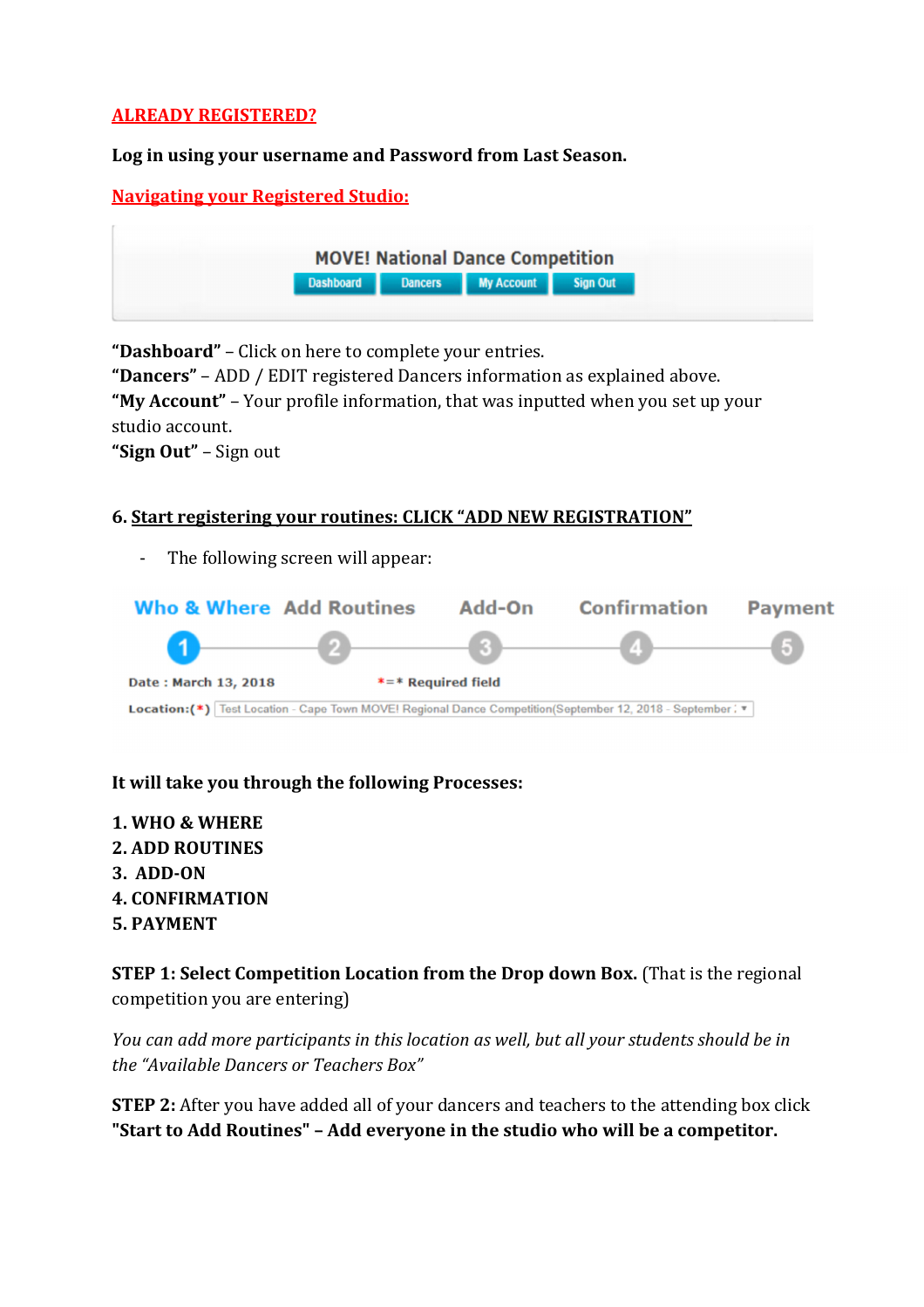**ALREADY REGISTERED?**

**Log in using your username and Password from Last Season.**

**Navigating your Registered Studio:**

MOVE! National Dance Competition

Dashboard | Dancers | My Account | Sign Out

**"Dashboard"** – Click on here to complete your entries.
**"Dancers"** – ADD / EDIT registered Dancers information as explained above.
**"My Account"** – Your profile information, that was inputted when you set up your studio account.
**"Sign Out"** – Sign out

**6. Start registering your routines: CLICK "ADD NEW REGISTRATION"**

- The following screen will appear:

Who & Where | Add Routines | Add-On | Confirmation | Payment

1 | 2 | 3 | 4 | 5

Date : March 13, 2018 *=* Required field

Location:(*) Test Location - Cape Town MOVE! Regional Dance Competition(September 12, 2018 - September

**It will take you through the following Processes:**

**1. WHO & WHERE**
**2. ADD ROUTINES**
**3. ADD-ON**
**4. CONFIRMATION**
**5. PAYMENT**

**STEP 1: Select Competition Location from the Drop down Box.** (That is the regional competition you are entering)

*You can add more participants in this location as well, but all your students should be in the "Available Dancers or Teachers Box"*

**STEP 2:** After you have added all of your dancers and teachers to the attending box click **"Start to Add Routines" – Add everyone in the studio who will be a competitor.**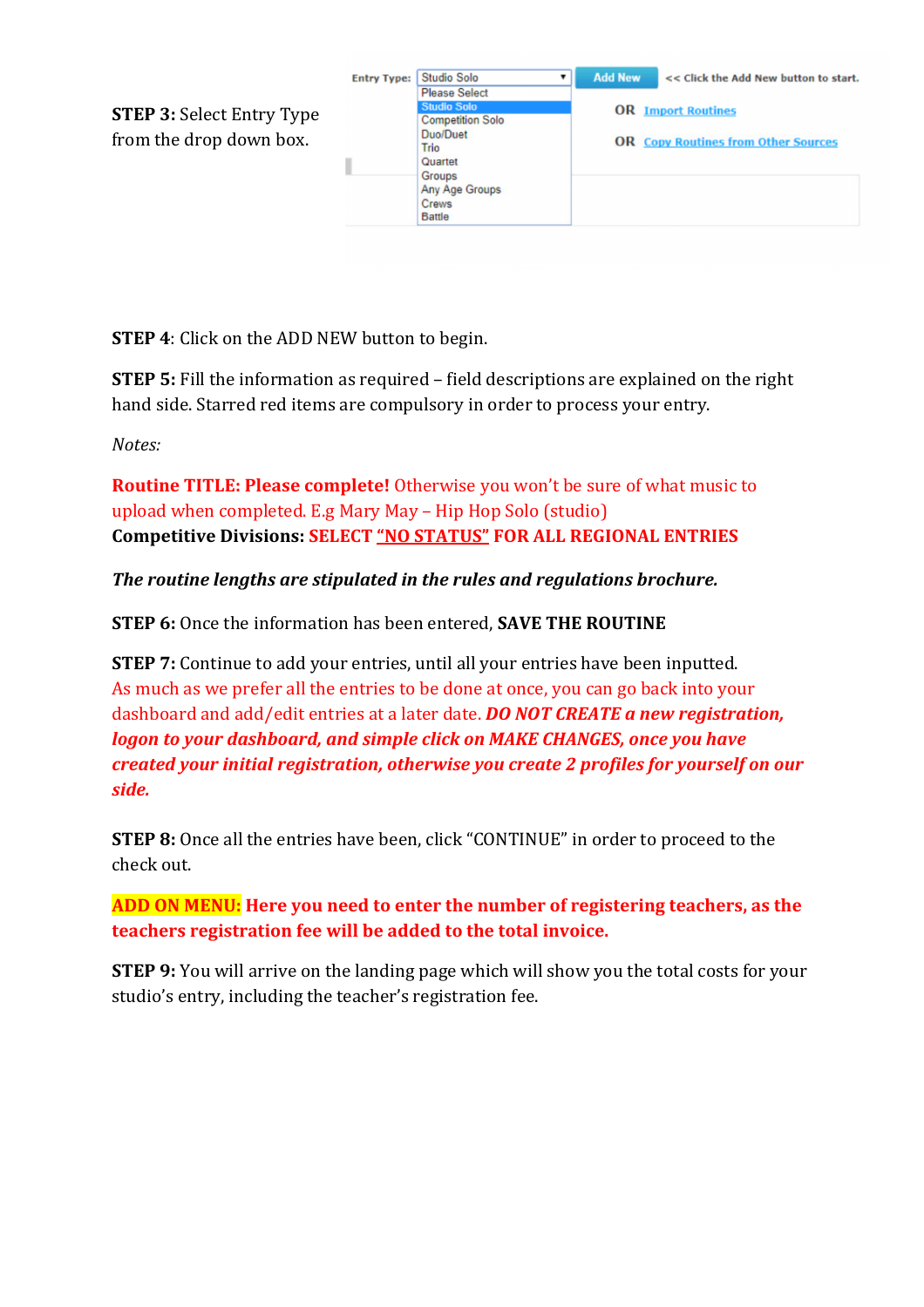**STEP 3:** Select Entry Type from the drop down box.

Entry Type: Studio Solo ▾ | Add New | << Click the Add New button to start.

Please Select
Studio Solo
Competition Solo
Duo/Duet
Trio
Quartet
Groups
Any Age Groups
Crews
Battle

OR Import Routines

OR Copy Routines from Other Sources

**STEP 4**: Click on the ADD NEW button to begin.

**STEP 5:** Fill the information as required – field descriptions are explained on the right hand side. Starred red items are compulsory in order to process your entry.

*Notes:*

**Routine TITLE: Please complete!** Otherwise you won't be sure of what music to upload when completed. E.g Mary May – Hip Hop Solo (studio)
**Competitive Divisions: SELECT "NO STATUS" FOR ALL REGIONAL ENTRIES**

***The routine lengths are stipulated in the rules and regulations brochure.***

**STEP 6:** Once the information has been entered, **SAVE THE ROUTINE**

**STEP 7:** Continue to add your entries, until all your entries have been inputted.
As much as we prefer all the entries to be done at once, you can go back into your dashboard and add/edit entries at a later date. ***DO NOT CREATE a new registration, logon to your dashboard, and simple click on MAKE CHANGES, once you have created your initial registration, otherwise you create 2 profiles for yourself on our side.***

**STEP 8:** Once all the entries have been, click "CONTINUE" in order to proceed to the check out.

**ADD ON MENU: Here you need to enter the number of registering teachers, as the teachers registration fee will be added to the total invoice.**

**STEP 9:** You will arrive on the landing page which will show you the total costs for your studio's entry, including the teacher's registration fee.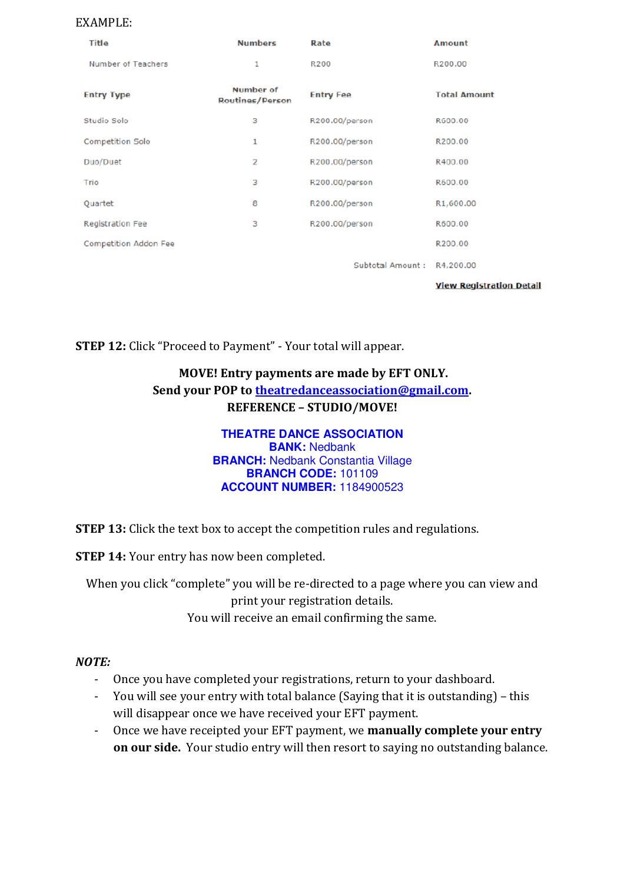EXAMPLE:

| Title | Numbers | Rate | Amount |
|---|---|---|---|
| Number of Teachers | 1 | R200 | R200.00 |

| Entry Type | Number of Routines/Person | Entry Fee | Total Amount |
|---|---|---|---|
| Studio Solo | 3 | R200.00/person | R600.00 |
| Competition Solo | 1 | R200.00/person | R200.00 |
| Duo/Duet | 2 | R200.00/person | R400.00 |
| Trio | 3 | R200.00/person | R600.00 |
| Quartet | 8 | R200.00/person | R1,600.00 |
| Registration Fee | 3 | R200.00/person | R600.00 |
| Competition Addon Fee | | | R200.00 |
| | | Subtotal Amount : | R4,200.00 |
| | | | View Registration Detail |

**STEP 12:** Click "Proceed to Payment" - Your total will appear.

**MOVE! Entry payments are made by EFT ONLY.**
**Send your POP to theatredanceassociation@gmail.com.**
**REFERENCE – STUDIO/MOVE!**

**THEATRE DANCE ASSOCIATION**
**BANK:** Nedbank
**BRANCH:** Nedbank Constantia Village
**BRANCH CODE:** 101109
**ACCOUNT NUMBER:** 1184900523

**STEP 13:** Click the text box to accept the competition rules and regulations.

**STEP 14:** Your entry has now been completed.

When you click "complete" you will be re-directed to a page where you can view and print your registration details.
You will receive an email confirming the same.

***NOTE:***

- Once you have completed your registrations, return to your dashboard.
- You will see your entry with total balance (Saying that it is outstanding) – this will disappear once we have received your EFT payment.
- Once we have receipted your EFT payment, we **manually complete your entry on our side.** Your studio entry will then resort to saying no outstanding balance.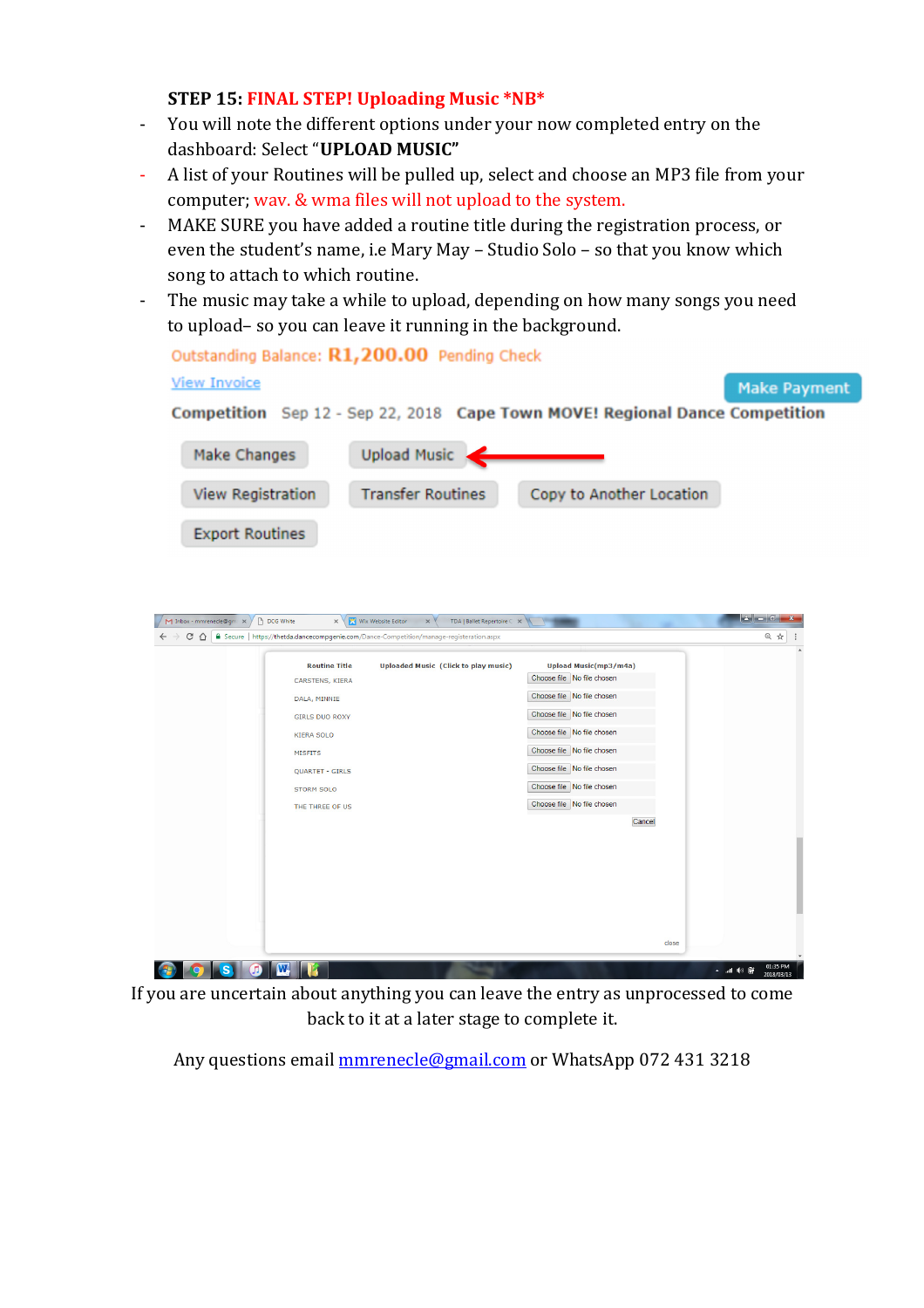**STEP 15: FINAL STEP! Uploading Music *NB***

- You will note the different options under your now completed entry on the dashboard: Select "**UPLOAD MUSIC**"
- A list of your Routines will be pulled up, select and choose an MP3 file from your computer; wav. & wma files will not upload to the system.
- MAKE SURE you have added a routine title during the registration process, or even the student's name, i.e Mary May – Studio Solo – so that you know which song to attach to which routine.
- The music may take a while to upload, depending on how many songs you need to upload– so you can leave it running in the background.

Outstanding Balance: **R1,200.00** Pending Check

View Invoice

Make Payment

**Competition** Sep 12 - Sep 22, 2018 **Cape Town MOVE! Regional Dance Competition**

Make Changes | Upload Music

View Registration | Transfer Routines | Copy to Another Location

Export Routines

| Routine Title | Uploaded Music (Click to play music) | Upload Music(mp3/m4a) |
|---|---|---|
| CARSTENS, KIERA | | Choose file No file chosen |
| DALA, MINNIE | | Choose file No file chosen |
| GIRLS DUO ROXY | | Choose file No file chosen |
| KIERA SOLO | | Choose file No file chosen |
| MISFITS | | Choose file No file chosen |
| QUARTET - GIRLS | | Choose file No file chosen |
| STORM SOLO | | Choose file No file chosen |
| THE THREE OF US | | Choose file No file chosen |

If you are uncertain about anything you can leave the entry as unprocessed to come back to it at a later stage to complete it.

Any questions email mmrenecle@gmail.com or WhatsApp 072 431 3218